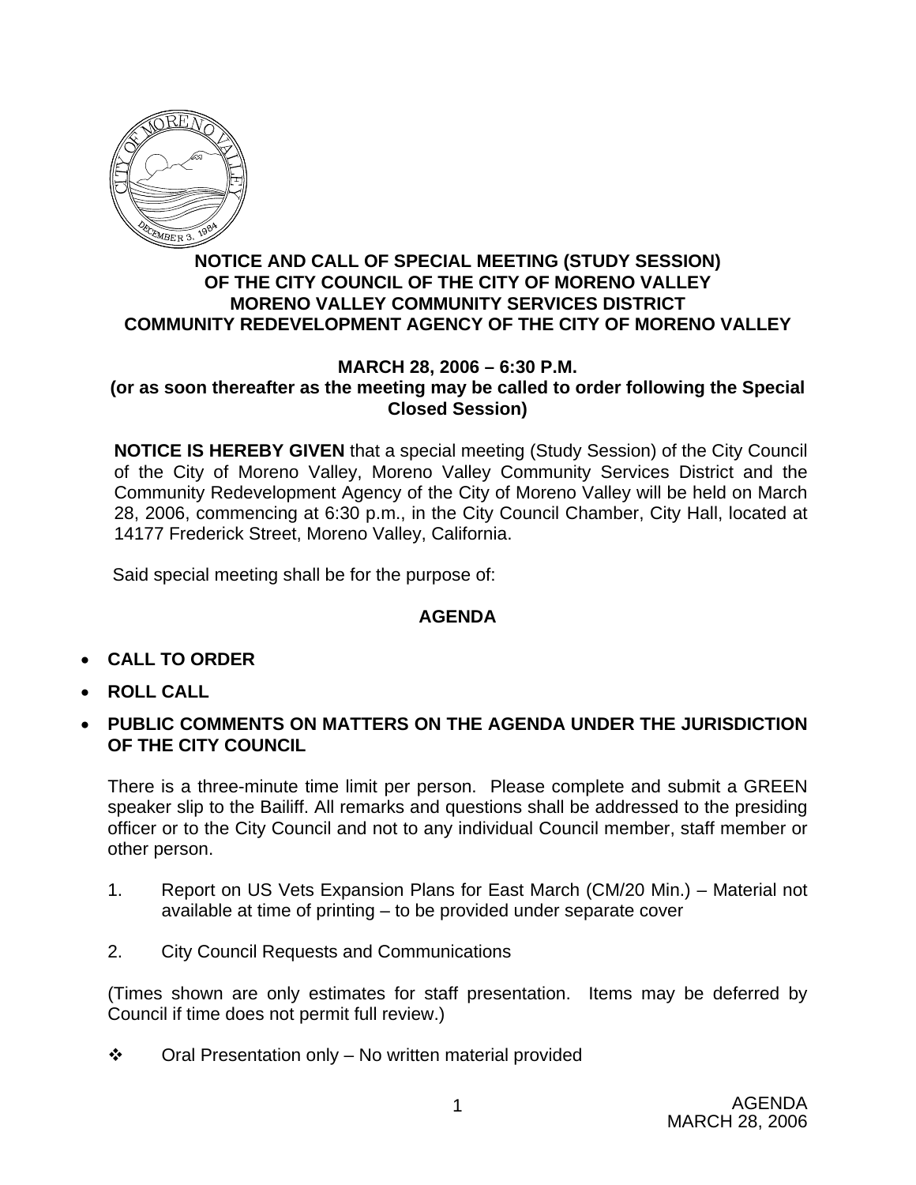**NOTICE AND CALL OF SPECIAL MEETING (STUDY SESSION)**
**OF THE CITY COUNCIL OF THE CITY OF MORENO VALLEY**
**MORENO VALLEY COMMUNITY SERVICES DISTRICT**
**COMMUNITY REDEVELOPMENT AGENCY OF THE CITY OF MORENO VALLEY**

**MARCH 28, 2006 – 6:30 P.M.**
**(or as soon thereafter as the meeting may be called to order following the Special Closed Session)**

**NOTICE IS HEREBY GIVEN** that a special meeting (Study Session) of the City Council of the City of Moreno Valley, Moreno Valley Community Services District and the Community Redevelopment Agency of the City of Moreno Valley will be held on March 28, 2006, commencing at 6:30 p.m., in the City Council Chamber, City Hall, located at 14177 Frederick Street, Moreno Valley, California.

Said special meeting shall be for the purpose of:

## AGENDA

- **CALL TO ORDER**
- **ROLL CALL**
- **PUBLIC COMMENTS ON MATTERS ON THE AGENDA UNDER THE JURISDICTION OF THE CITY COUNCIL**

There is a three-minute time limit per person. Please complete and submit a GREEN speaker slip to the Bailiff. All remarks and questions shall be addressed to the presiding officer or to the City Council and not to any individual Council member, staff member or other person.

1. Report on US Vets Expansion Plans for East March (CM/20 Min.) – Material not available at time of printing – to be provided under separate cover

2. City Council Requests and Communications

(Times shown are only estimates for staff presentation. Items may be deferred by Council if time does not permit full review.)

❖ Oral Presentation only – No written material provided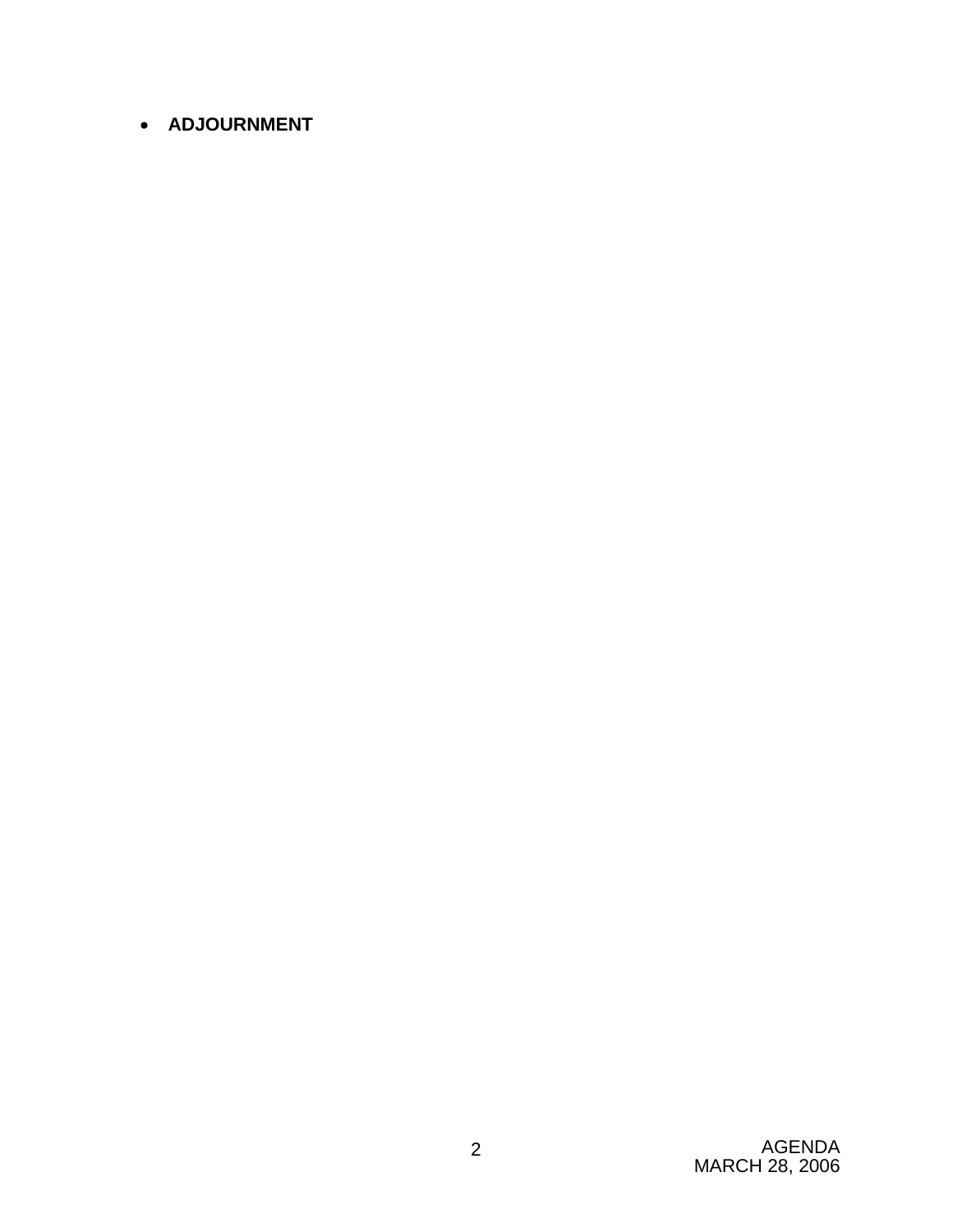- **ADJOURNMENT**